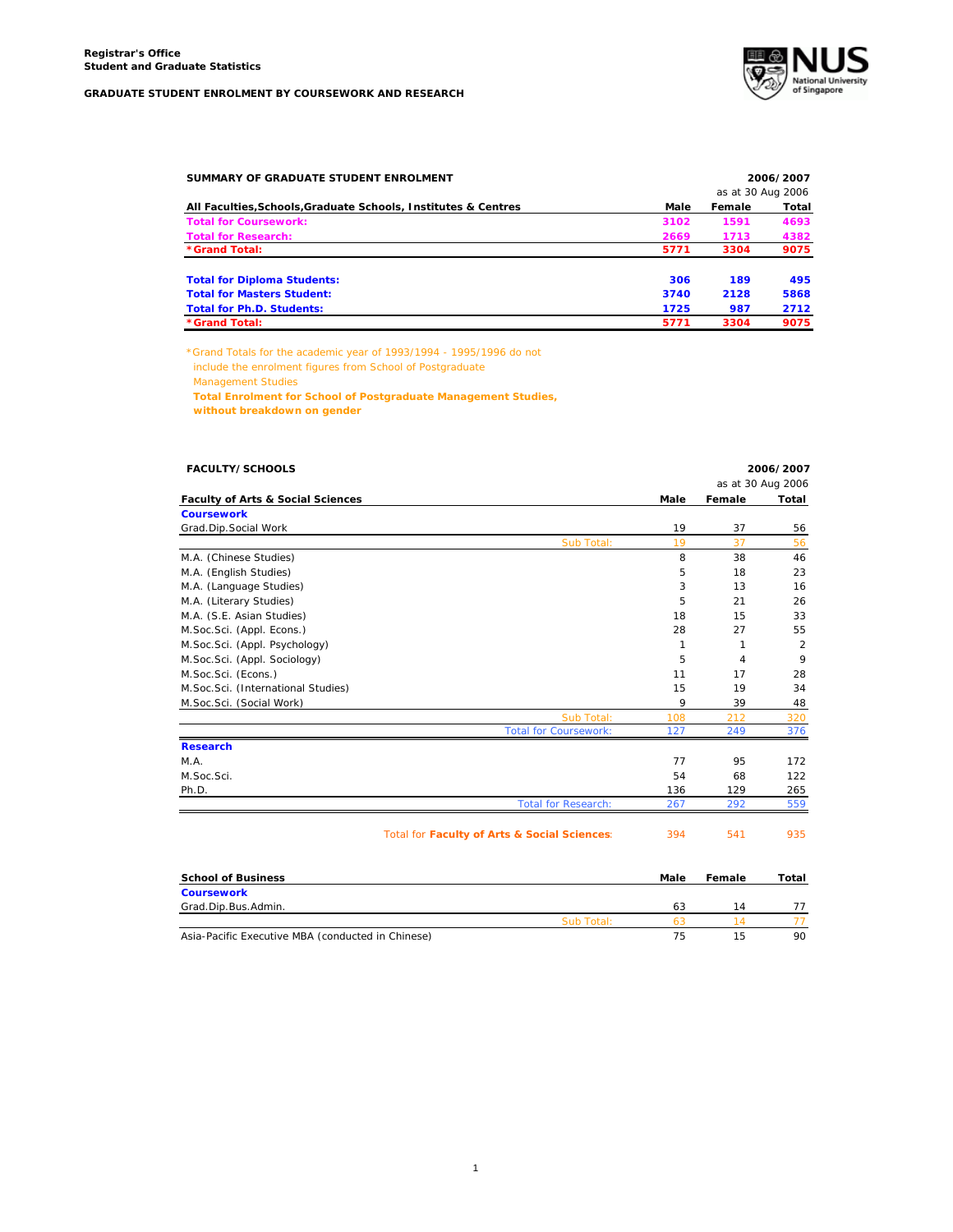**Registrar's Office**
**Student and Graduate Statistics**

**GRADUATE STUDENT ENROLMENT BY COURSEWORK AND RESEARCH**

| **SUMMARY OF GRADUATE STUDENT ENROLMENT** | | | **2006/2007** |
|---|---|---|---|
| | | | as at 30 Aug 2006 |
| **All Faculties,Schools,Graduate Schools, Institutes & Centres** | **Male** | **Female** | **Total** |
| **Total for Coursework:** | **3102** | **1591** | **4693** |
| **Total for Research:** | **2669** | **1713** | **4382** |
| **\*Grand Total:** | **5771** | **3304** | **9075** |
| | | | |
| **Total for Diploma Students:** | **306** | **189** | **495** |
| **Total for Masters Student:** | **3740** | **2128** | **5868** |
| **Total for Ph.D. Students:** | **1725** | **987** | **2712** |
| **\*Grand Total:** | **5771** | **3304** | **9075** |

*Grand Totals for the academic year of 1993/1994 - 1995/1996 do not include the enrolment figures from School of Postgraduate Management Studies
**Total Enrolment for School of Postgraduate Management Studies, without breakdown on gender**

| **FACULTY/SCHOOLS** | | | **2006/2007** |
|---|---|---|---|
| | | | as at 30 Aug 2006 |
| **Faculty of Arts & Social Sciences** | **Male** | **Female** | **Total** |
| **Coursework** | | | |
| Grad.Dip.Social Work | 19 | 37 | 56 |
| Sub Total: | 19 | 37 | 56 |
| M.A. (Chinese Studies) | 8 | 38 | 46 |
| M.A. (English Studies) | 5 | 18 | 23 |
| M.A. (Language Studies) | 3 | 13 | 16 |
| M.A. (Literary Studies) | 5 | 21 | 26 |
| M.A. (S.E. Asian Studies) | 18 | 15 | 33 |
| M.Soc.Sci. (Appl. Econs.) | 28 | 27 | 55 |
| M.Soc.Sci. (Appl. Psychology) | 1 | 1 | 2 |
| M.Soc.Sci. (Appl. Sociology) | 5 | 4 | 9 |
| M.Soc.Sci. (Econs.) | 11 | 17 | 28 |
| M.Soc.Sci. (International Studies) | 15 | 19 | 34 |
| M.Soc.Sci. (Social Work) | 9 | 39 | 48 |
| Sub Total: | 108 | 212 | 320 |
| Total for Coursework: | 127 | 249 | 376 |
| **Research** | | | |
| M.A. | 77 | 95 | 172 |
| M.Soc.Sci. | 54 | 68 | 122 |
| Ph.D. | 136 | 129 | 265 |
| Total for Research: | 267 | 292 | 559 |
| | | | |
| Total for **Faculty of Arts & Social Sciences**: | 394 | 541 | 935 |

| **School of Business** | **Male** | **Female** | **Total** |
|---|---|---|---|
| **Coursework** | | | |
| Grad.Dip.Bus.Admin. | 63 | 14 | 77 |
| Sub Total: | 63 | 14 | 77 |
| Asia-Pacific Executive MBA (conducted in Chinese) | 75 | 15 | 90 |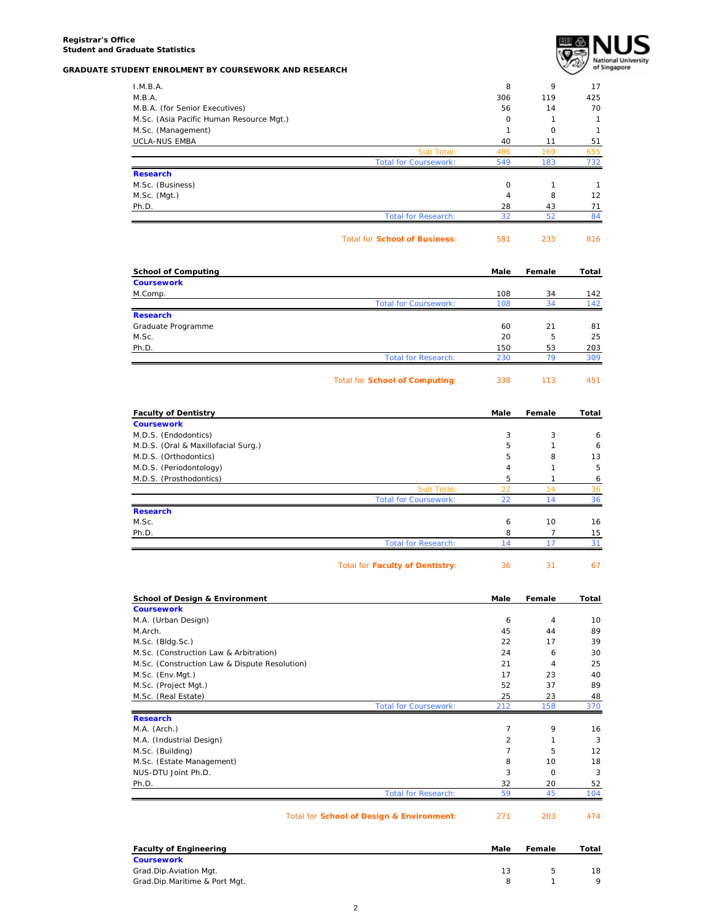**Registrar's Office**
**Student and Graduate Statistics**

**GRADUATE STUDENT ENROLMENT BY COURSEWORK AND RESEARCH**

| | Male | Female | Total |
|---|---|---|---|
| I.M.B.A. | 8 | 9 | 17 |
| M.B.A. | 306 | 119 | 425 |
| M.B.A. (for Senior Executives) | 56 | 14 | 70 |
| M.Sc. (Asia Pacific Human Resource Mgt.) | 0 | 1 | 1 |
| M.Sc. (Management) | 1 | 0 | 1 |
| UCLA-NUS EMBA | 40 | 11 | 51 |
| Sub Total: | 486 | 169 | 655 |
| Total for Coursework: | 549 | 183 | 732 |
| **Research** | | | |
| M.Sc. (Business) | 0 | 1 | 1 |
| M.Sc. (Mgt.) | 4 | 8 | 12 |
| Ph.D. | 28 | 43 | 71 |
| Total for Research: | 32 | 52 | 84 |
| Total for **School of Business**: | 581 | 235 | 816 |

| **School of Computing** | **Male** | **Female** | **Total** |
|---|---|---|---|
| **Coursework** | | | |
| M.Comp. | 108 | 34 | 142 |
| Total for Coursework: | 108 | 34 | 142 |
| **Research** | | | |
| Graduate Programme | 60 | 21 | 81 |
| M.Sc. | 20 | 5 | 25 |
| Ph.D. | 150 | 53 | 203 |
| Total for Research: | 230 | 79 | 309 |
| Total for **School of Computing**: | 338 | 113 | 451 |

| **Faculty of Dentistry** | **Male** | **Female** | **Total** |
|---|---|---|---|
| **Coursework** | | | |
| M.D.S. (Endodontics) | 3 | 3 | 6 |
| M.D.S. (Oral & Maxillofacial Surg.) | 5 | 1 | 6 |
| M.D.S. (Orthodontics) | 5 | 8 | 13 |
| M.D.S. (Periodontology) | 4 | 1 | 5 |
| M.D.S. (Prosthodontics) | 5 | 1 | 6 |
| Sub Total: | 22 | 14 | 36 |
| Total for Coursework: | 22 | 14 | 36 |
| **Research** | | | |
| M.Sc. | 6 | 10 | 16 |
| Ph.D. | 8 | 7 | 15 |
| Total for Research: | 14 | 17 | 31 |
| Total for **Faculty of Dentistry**: | 36 | 31 | 67 |

| **School of Design & Environment** | **Male** | **Female** | **Total** |
|---|---|---|---|
| **Coursework** | | | |
| M.A. (Urban Design) | 6 | 4 | 10 |
| M.Arch. | 45 | 44 | 89 |
| M.Sc. (Bldg.Sc.) | 22 | 17 | 39 |
| M.Sc. (Construction Law & Arbitration) | 24 | 6 | 30 |
| M.Sc. (Construction Law & Dispute Resolution) | 21 | 4 | 25 |
| M.Sc. (Env.Mgt.) | 17 | 23 | 40 |
| M.Sc. (Project Mgt.) | 52 | 37 | 89 |
| M.Sc. (Real Estate) | 25 | 23 | 48 |
| Total for Coursework: | 212 | 158 | 370 |
| **Research** | | | |
| M.A. (Arch.) | 7 | 9 | 16 |
| M.A. (Industrial Design) | 2 | 1 | 3 |
| M.Sc. (Building) | 7 | 5 | 12 |
| M.Sc. (Estate Management) | 8 | 10 | 18 |
| NUS-DTU Joint Ph.D. | 3 | 0 | 3 |
| Ph.D. | 32 | 20 | 52 |
| Total for Research: | 59 | 45 | 104 |
| Total for **School of Design & Environment**: | 271 | 203 | 474 |

| **Faculty of Engineering** | **Male** | **Female** | **Total** |
|---|---|---|---|
| **Coursework** | | | |
| Grad.Dip.Aviation Mgt. | 13 | 5 | 18 |
| Grad.Dip.Maritime & Port Mgt. | 8 | 1 | 9 |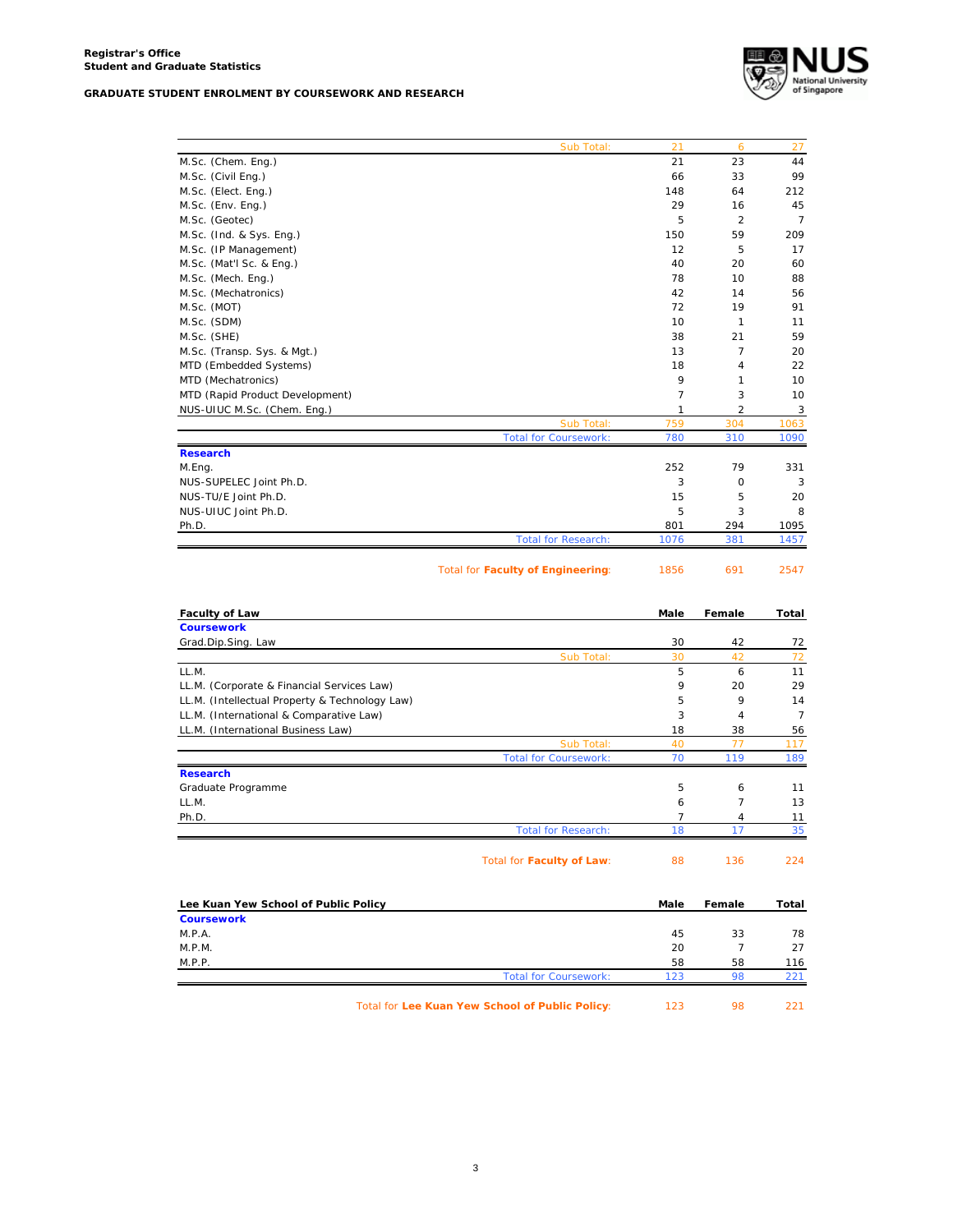**Registrar's Office**
**Student and Graduate Statistics**

**GRADUATE STUDENT ENROLMENT BY COURSEWORK AND RESEARCH**

| | Male | Female | Total |
|---|---|---|---|
| Sub Total: | 21 | 6 | 27 |
| M.Sc. (Chem. Eng.) | 21 | 23 | 44 |
| M.Sc. (Civil Eng.) | 66 | 33 | 99 |
| M.Sc. (Elect. Eng.) | 148 | 64 | 212 |
| M.Sc. (Env. Eng.) | 29 | 16 | 45 |
| M.Sc. (Geotec) | 5 | 2 | 7 |
| M.Sc. (Ind. & Sys. Eng.) | 150 | 59 | 209 |
| M.Sc. (IP Management) | 12 | 5 | 17 |
| M.Sc. (Mat'l Sc. & Eng.) | 40 | 20 | 60 |
| M.Sc. (Mech. Eng.) | 78 | 10 | 88 |
| M.Sc. (Mechatronics) | 42 | 14 | 56 |
| M.Sc. (MOT) | 72 | 19 | 91 |
| M.Sc. (SDM) | 10 | 1 | 11 |
| M.Sc. (SHE) | 38 | 21 | 59 |
| M.Sc. (Transp. Sys. & Mgt.) | 13 | 7 | 20 |
| MTD (Embedded Systems) | 18 | 4 | 22 |
| MTD (Mechatronics) | 9 | 1 | 10 |
| MTD (Rapid Product Development) | 7 | 3 | 10 |
| NUS-UIUC M.Sc. (Chem. Eng.) | 1 | 2 | 3 |
| Sub Total: | 759 | 304 | 1063 |
| Total for Coursework: | 780 | 310 | 1090 |
| **Research** | | | |
| M.Eng. | 252 | 79 | 331 |
| NUS-SUPELEC Joint Ph.D. | 3 | 0 | 3 |
| NUS-TU/E Joint Ph.D. | 15 | 5 | 20 |
| NUS-UIUC Joint Ph.D. | 5 | 3 | 8 |
| Ph.D. | 801 | 294 | 1095 |
| Total for Research: | 1076 | 381 | 1457 |
| Total for **Faculty of Engineering**: | 1856 | 691 | 2547 |

| **Faculty of Law** | **Male** | **Female** | **Total** |
|---|---|---|---|
| **Coursework** | | | |
| Grad.Dip.Sing. Law | 30 | 42 | 72 |
| Sub Total: | 30 | 42 | 72 |
| LL.M. | 5 | 6 | 11 |
| LL.M. (Corporate & Financial Services Law) | 9 | 20 | 29 |
| LL.M. (Intellectual Property & Technology Law) | 5 | 9 | 14 |
| LL.M. (International & Comparative Law) | 3 | 4 | 7 |
| LL.M. (International Business Law) | 18 | 38 | 56 |
| Sub Total: | 40 | 77 | 117 |
| Total for Coursework: | 70 | 119 | 189 |
| **Research** | | | |
| Graduate Programme | 5 | 6 | 11 |
| LL.M. | 6 | 7 | 13 |
| Ph.D. | 7 | 4 | 11 |
| Total for Research: | 18 | 17 | 35 |
| Total for **Faculty of Law**: | 88 | 136 | 224 |

| **Lee Kuan Yew School of Public Policy** | **Male** | **Female** | **Total** |
|---|---|---|---|
| **Coursework** | | | |
| M.P.A. | 45 | 33 | 78 |
| M.P.M. | 20 | 7 | 27 |
| M.P.P. | 58 | 58 | 116 |
| Total for Coursework: | 123 | 98 | 221 |
| Total for **Lee Kuan Yew School of Public Policy**: | 123 | 98 | 221 |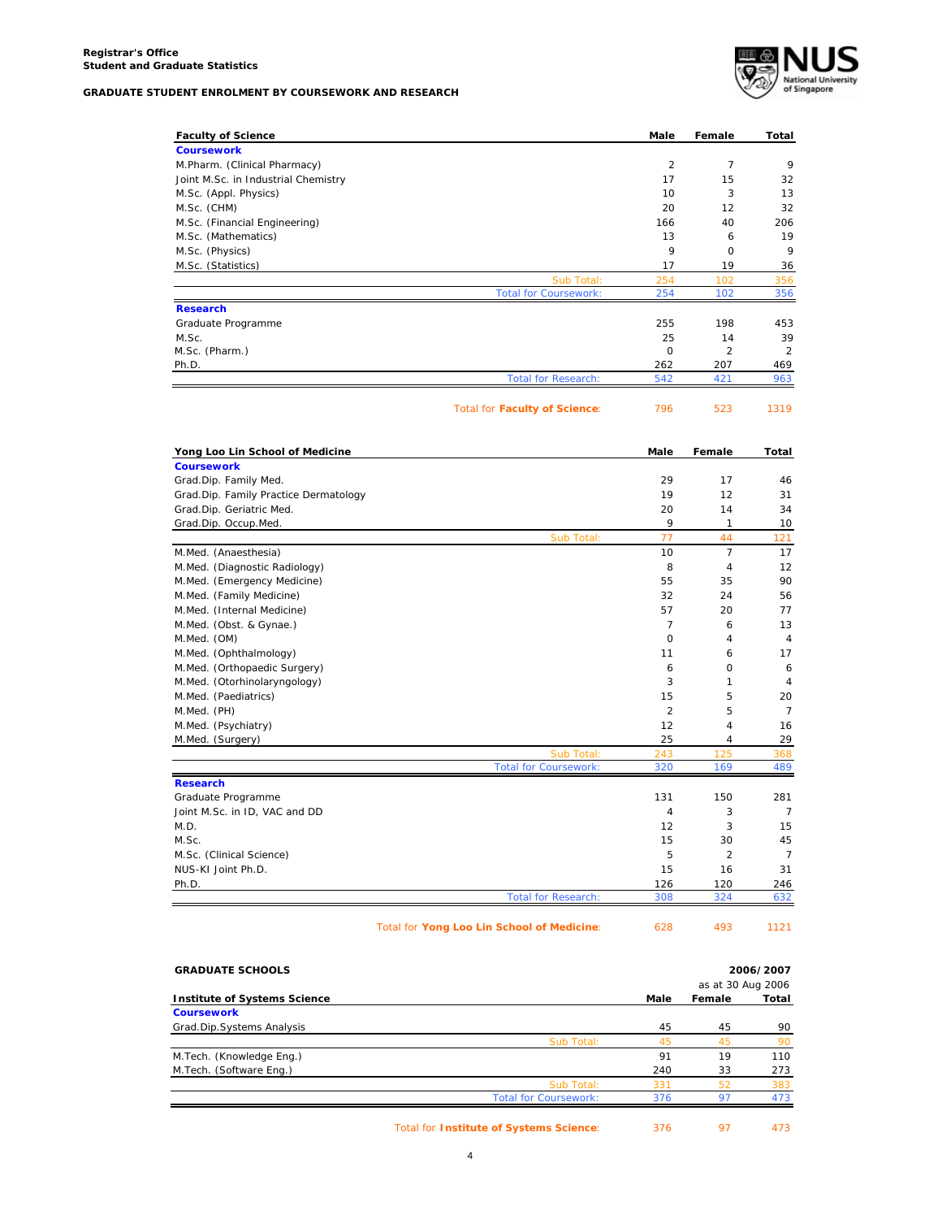**Registrar's Office**
**Student and Graduate Statistics**

**GRADUATE STUDENT ENROLMENT BY COURSEWORK AND RESEARCH**

| Faculty of Science | Male | Female | Total |
|---|---|---|---|
| **Coursework** | | | |
| M.Pharm. (Clinical Pharmacy) | 2 | 7 | 9 |
| Joint M.Sc. in Industrial Chemistry | 17 | 15 | 32 |
| M.Sc. (Appl. Physics) | 10 | 3 | 13 |
| M.Sc. (CHM) | 20 | 12 | 32 |
| M.Sc. (Financial Engineering) | 166 | 40 | 206 |
| M.Sc. (Mathematics) | 13 | 6 | 19 |
| M.Sc. (Physics) | 9 | 0 | 9 |
| M.Sc. (Statistics) | 17 | 19 | 36 |
| Sub Total: | 254 | 102 | 356 |
| Total for Coursework: | 254 | 102 | 356 |
| **Research** | | | |
| Graduate Programme | 255 | 198 | 453 |
| M.Sc. | 25 | 14 | 39 |
| M.Sc. (Pharm.) | 0 | 2 | 2 |
| Ph.D. | 262 | 207 | 469 |
| Total for Research: | 542 | 421 | 963 |
| Total for **Faculty of Science**: | 796 | 523 | 1319 |

| Yong Loo Lin School of Medicine | Male | Female | Total |
|---|---|---|---|
| **Coursework** | | | |
| Grad.Dip. Family Med. | 29 | 17 | 46 |
| Grad.Dip. Family Practice Dermatology | 19 | 12 | 31 |
| Grad.Dip. Geriatric Med. | 20 | 14 | 34 |
| Grad.Dip. Occup.Med. | 9 | 1 | 10 |
| Sub Total: | 77 | 44 | 121 |
| M.Med. (Anaesthesia) | 10 | 7 | 17 |
| M.Med. (Diagnostic Radiology) | 8 | 4 | 12 |
| M.Med. (Emergency Medicine) | 55 | 35 | 90 |
| M.Med. (Family Medicine) | 32 | 24 | 56 |
| M.Med. (Internal Medicine) | 57 | 20 | 77 |
| M.Med. (Obst. & Gynae.) | 7 | 6 | 13 |
| M.Med. (OM) | 0 | 4 | 4 |
| M.Med. (Ophthalmology) | 11 | 6 | 17 |
| M.Med. (Orthopaedic Surgery) | 6 | 0 | 6 |
| M.Med. (Otorhinolaryngology) | 3 | 1 | 4 |
| M.Med. (Paediatrics) | 15 | 5 | 20 |
| M.Med. (PH) | 2 | 5 | 7 |
| M.Med. (Psychiatry) | 12 | 4 | 16 |
| M.Med. (Surgery) | 25 | 4 | 29 |
| Sub Total: | 243 | 125 | 368 |
| Total for Coursework: | 320 | 169 | 489 |
| **Research** | | | |
| Graduate Programme | 131 | 150 | 281 |
| Joint M.Sc. in ID, VAC and DD | 4 | 3 | 7 |
| M.D. | 12 | 3 | 15 |
| M.Sc. | 15 | 30 | 45 |
| M.Sc. (Clinical Science) | 5 | 2 | 7 |
| NUS-KI Joint Ph.D. | 15 | 16 | 31 |
| Ph.D. | 126 | 120 | 246 |
| Total for Research: | 308 | 324 | 632 |
| Total for **Yong Loo Lin School of Medicine**: | 628 | 493 | 1121 |

**GRADUATE SCHOOLS**

2006/2007
as at 30 Aug 2006

| Institute of Systems Science | Male | Female | Total |
|---|---|---|---|
| **Coursework** | | | |
| Grad.Dip.Systems Analysis | 45 | 45 | 90 |
| Sub Total: | 45 | 45 | 90 |
| M.Tech. (Knowledge Eng.) | 91 | 19 | 110 |
| M.Tech. (Software Eng.) | 240 | 33 | 273 |
| Sub Total: | 331 | 52 | 383 |
| Total for Coursework: | 376 | 97 | 473 |
| Total for **Institute of Systems Science**: | 376 | 97 | 473 |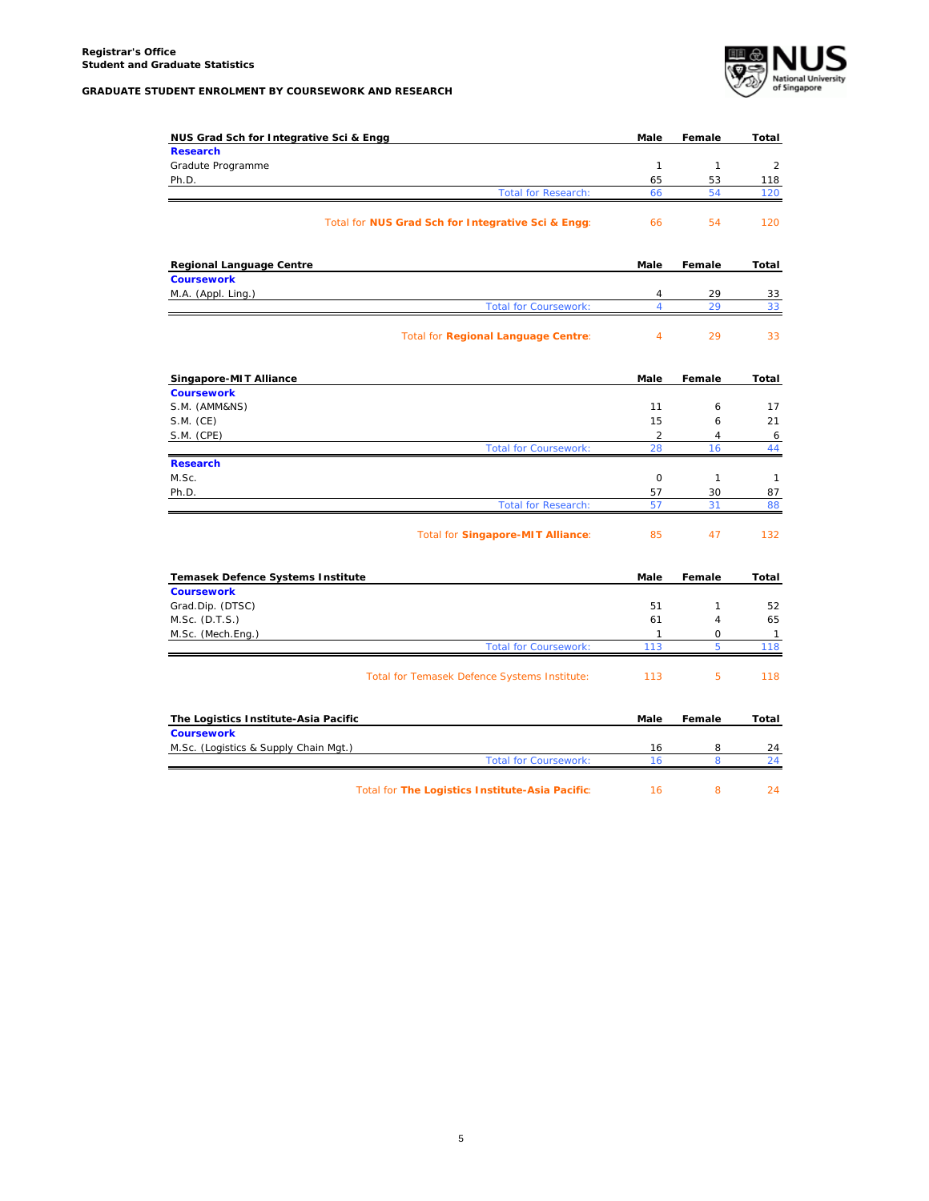**Registrar's Office**
**Student and Graduate Statistics**

**GRADUATE STUDENT ENROLMENT BY COURSEWORK AND RESEARCH**

| NUS Grad Sch for Integrative Sci & Engg | Male | Female | Total |
|---|---|---|---|
| **Research** | | | |
| Gradute Programme | 1 | 1 | 2 |
| Ph.D. | 65 | 53 | 118 |
| Total for Research: | 66 | 54 | 120 |
| Total for **NUS Grad Sch for Integrative Sci & Engg**: | 66 | 54 | 120 |

| Regional Language Centre | Male | Female | Total |
|---|---|---|---|
| **Coursework** | | | |
| M.A. (Appl. Ling.) | 4 | 29 | 33 |
| Total for Coursework: | 4 | 29 | 33 |
| Total for **Regional Language Centre**: | 4 | 29 | 33 |

| Singapore-MIT Alliance | Male | Female | Total |
|---|---|---|---|
| **Coursework** | | | |
| S.M. (AMM&NS) | 11 | 6 | 17 |
| S.M. (CE) | 15 | 6 | 21 |
| S.M. (CPE) | 2 | 4 | 6 |
| Total for Coursework: | 28 | 16 | 44 |
| **Research** | | | |
| M.Sc. | 0 | 1 | 1 |
| Ph.D. | 57 | 30 | 87 |
| Total for Research: | 57 | 31 | 88 |
| Total for **Singapore-MIT Alliance**: | 85 | 47 | 132 |

| Temasek Defence Systems Institute | Male | Female | Total |
|---|---|---|---|
| **Coursework** | | | |
| Grad.Dip. (DTSC) | 51 | 1 | 52 |
| M.Sc. (D.T.S.) | 61 | 4 | 65 |
| M.Sc. (Mech.Eng.) | 1 | 0 | 1 |
| Total for Coursework: | 113 | 5 | 118 |
| Total for Temasek Defence Systems Institute: | 113 | 5 | 118 |

| The Logistics Institute-Asia Pacific | Male | Female | Total |
|---|---|---|---|
| **Coursework** | | | |
| M.Sc. (Logistics & Supply Chain Mgt.) | 16 | 8 | 24 |
| Total for Coursework: | 16 | 8 | 24 |
| Total for **The Logistics Institute-Asia Pacific**: | 16 | 8 | 24 |